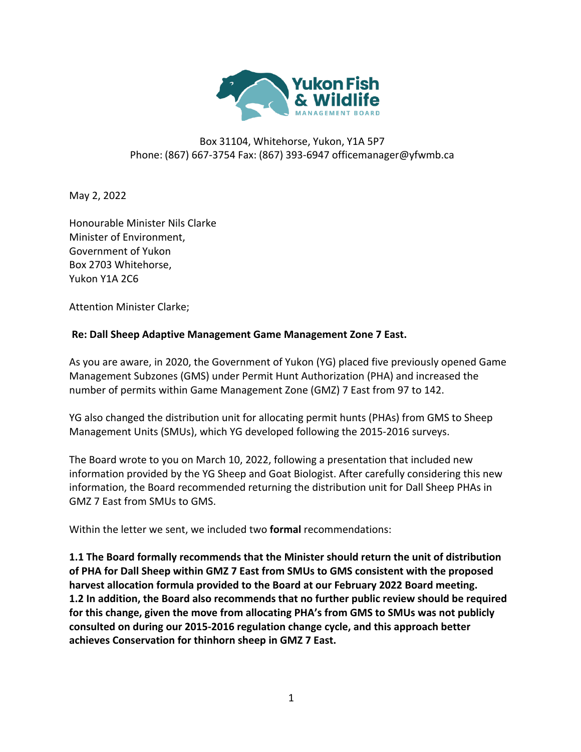Yukon Fish & Wildlife MANAGEMENT BOARD

Box 31104, Whitehorse, Yukon, Y1A 5P7
Phone: (867) 667-3754 Fax: (867) 393-6947 officemanager@yfwmb.ca

May 2, 2022

Honourable Minister Nils Clarke
Minister of Environment,
Government of Yukon
Box 2703 Whitehorse,
Yukon Y1A 2C6

Attention Minister Clarke;

**Re: Dall Sheep Adaptive Management Game Management Zone 7 East.**

As you are aware, in 2020, the Government of Yukon (YG) placed five previously opened Game Management Subzones (GMS) under Permit Hunt Authorization (PHA) and increased the number of permits within Game Management Zone (GMZ) 7 East from 97 to 142.

YG also changed the distribution unit for allocating permit hunts (PHAs) from GMS to Sheep Management Units (SMUs), which YG developed following the 2015-2016 surveys.

The Board wrote to you on March 10, 2022, following a presentation that included new information provided by the YG Sheep and Goat Biologist. After carefully considering this new information, the Board recommended returning the distribution unit for Dall Sheep PHAs in GMZ 7 East from SMUs to GMS.

Within the letter we sent, we included two **formal** recommendations:

**1.1 The Board formally recommends that the Minister should return the unit of distribution of PHA for Dall Sheep within GMZ 7 East from SMUs to GMS consistent with the proposed harvest allocation formula provided to the Board at our February 2022 Board meeting.**
**1.2 In addition, the Board also recommends that no further public review should be required for this change, given the move from allocating PHA's from GMS to SMUs was not publicly consulted on during our 2015-2016 regulation change cycle, and this approach better achieves Conservation for thinhorn sheep in GMZ 7 East.**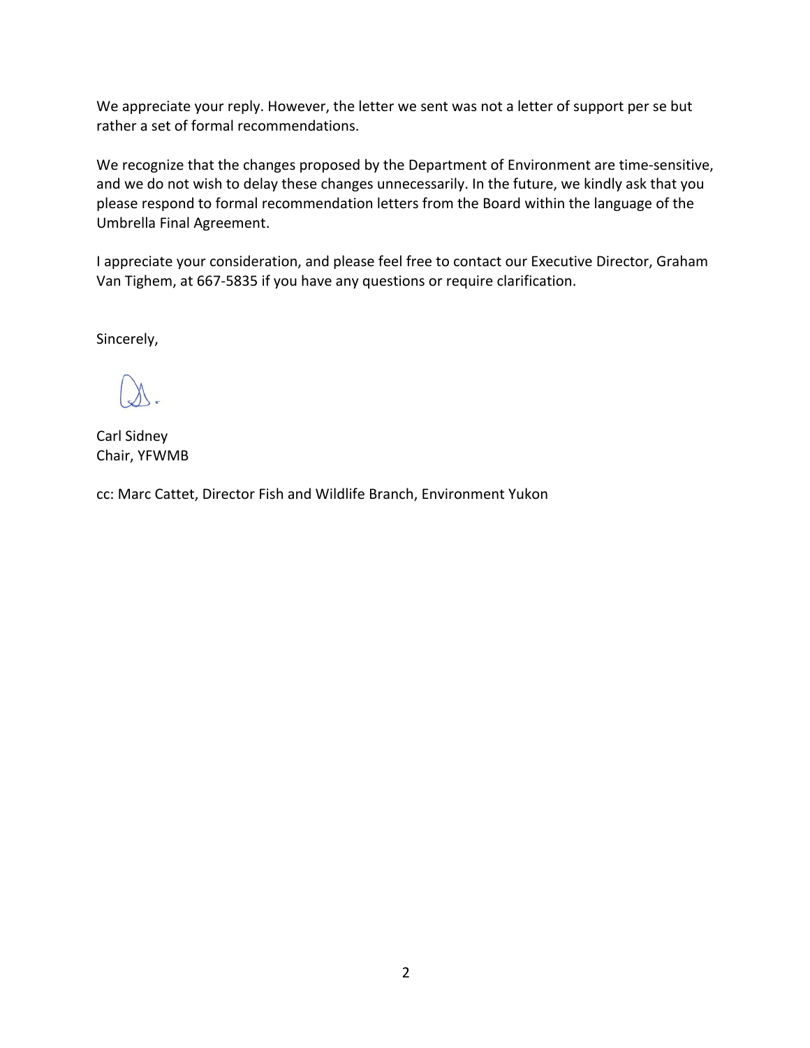We appreciate your reply. However, the letter we sent was not a letter of support per se but rather a set of formal recommendations.

We recognize that the changes proposed by the Department of Environment are time-sensitive, and we do not wish to delay these changes unnecessarily. In the future, we kindly ask that you please respond to formal recommendation letters from the Board within the language of the Umbrella Final Agreement.

I appreciate your consideration, and please feel free to contact our Executive Director, Graham Van Tighem, at 667-5835 if you have any questions or require clarification.

Sincerely,

Carl Sidney
Chair, YFWMB

cc: Marc Cattet, Director Fish and Wildlife Branch, Environment Yukon